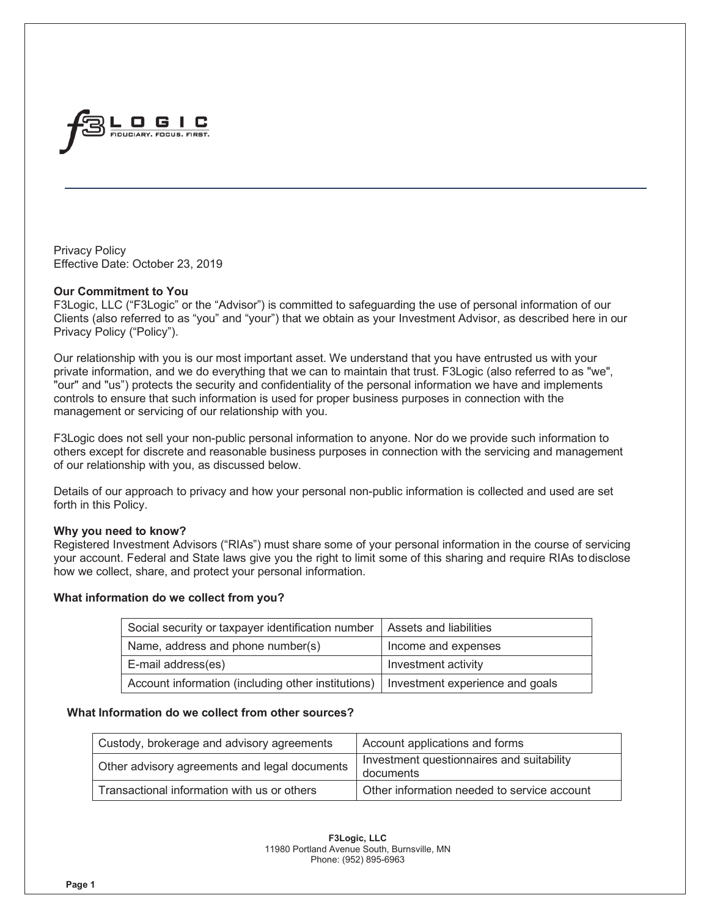Privacy Policy
Effective Date: October 23, 2019

**Our Commitment to You**

F3Logic, LLC ("F3Logic" or the "Advisor") is committed to safeguarding the use of personal information of our Clients (also referred to as "you" and "your") that we obtain as your Investment Advisor, as described here in our Privacy Policy ("Policy").

Our relationship with you is our most important asset. We understand that you have entrusted us with your private information, and we do everything that we can to maintain that trust. F3Logic (also referred to as "we", "our" and "us") protects the security and confidentiality of the personal information we have and implements controls to ensure that such information is used for proper business purposes in connection with the management or servicing of our relationship with you.

F3Logic does not sell your non-public personal information to anyone. Nor do we provide such information to others except for discrete and reasonable business purposes in connection with the servicing and management of our relationship with you, as discussed below.

Details of our approach to privacy and how your personal non-public information is collected and used are set forth in this Policy.

**Why you need to know?**

Registered Investment Advisors ("RIAs") must share some of your personal information in the course of servicing your account. Federal and State laws give you the right to limit some of this sharing and require RIAs to disclose how we collect, share, and protect your personal information.

**What information do we collect from you?**

| | |
|---|---|
| Social security or taxpayer identification number | Assets and liabilities |
| Name, address and phone number(s) | Income and expenses |
| E-mail address(es) | Investment activity |
| Account information (including other institutions) | Investment experience and goals |

**What Information do we collect from other sources?**

| | |
|---|---|
| Custody, brokerage and advisory agreements | Account applications and forms |
| Other advisory agreements and legal documents | Investment questionnaires and suitability documents |
| Transactional information with us or others | Other information needed to service account |

**F3Logic, LLC**
11980 Portland Avenue South, Burnsville, MN
Phone: (952) 895-6963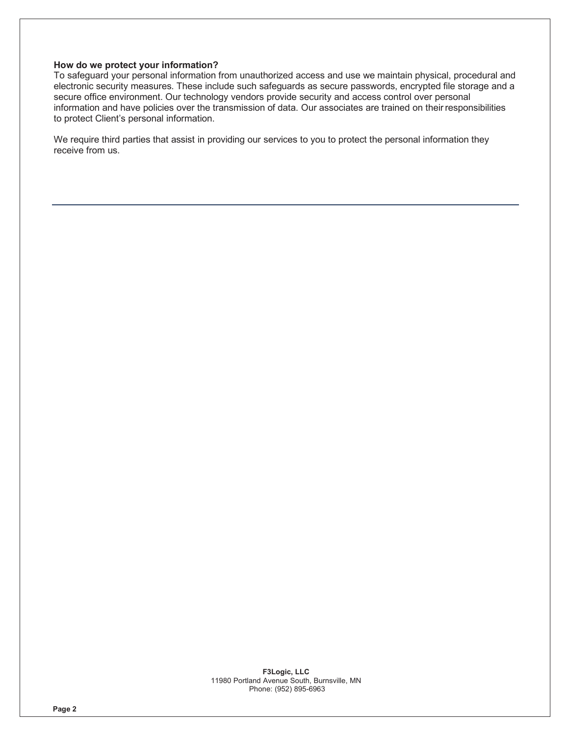**How do we protect your information?**

To safeguard your personal information from unauthorized access and use we maintain physical, procedural and electronic security measures. These include such safeguards as secure passwords, encrypted file storage and a secure office environment. Our technology vendors provide security and access control over personal information and have policies over the transmission of data. Our associates are trained on their responsibilities to protect Client's personal information.

We require third parties that assist in providing our services to you to protect the personal information they receive from us.

---

**F3Logic, LLC**
11980 Portland Avenue South, Burnsville, MN
Phone: (952) 895-6963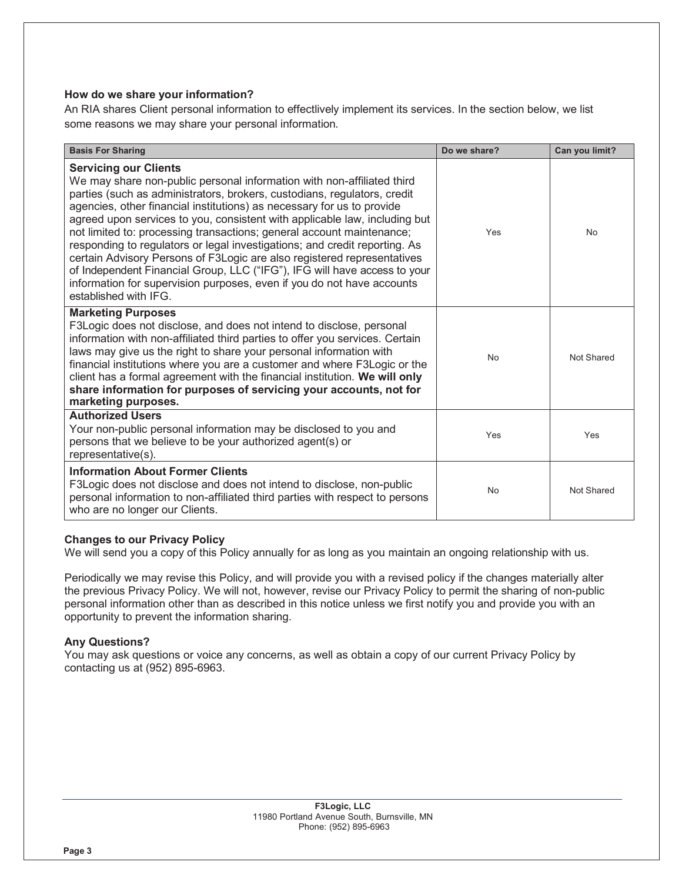### How do we share your information?

An RIA shares Client personal information to effectlively implement its services. In the section below, we list some reasons we may share your personal information.

| Basis For Sharing | Do we share? | Can you limit? |
|---|---|---|
| **Servicing our Clients**<br>We may share non-public personal information with non-affiliated third parties (such as administrators, brokers, custodians, regulators, credit agencies, other financial institutions) as necessary for us to provide agreed upon services to you, consistent with applicable law, including but not limited to: processing transactions; general account maintenance; responding to regulators or legal investigations; and credit reporting. As certain Advisory Persons of F3Logic are also registered representatives of Independent Financial Group, LLC ("IFG"), IFG will have access to your information for supervision purposes, even if you do not have accounts established with IFG. | Yes | No |
| **Marketing Purposes**<br>F3Logic does not disclose, and does not intend to disclose, personal information with non-affiliated third parties to offer you services. Certain laws may give us the right to share your personal information with financial institutions where you are a customer and where F3Logic or the client has a formal agreement with the financial institution. **We will only share information for purposes of servicing your accounts, not for marketing purposes.** | No | Not Shared |
| **Authorized Users**<br>Your non-public personal information may be disclosed to you and persons that we believe to be your authorized agent(s) or representative(s). | Yes | Yes |
| **Information About Former Clients**<br>F3Logic does not disclose and does not intend to disclose, non-public personal information to non-affiliated third parties with respect to persons who are no longer our Clients. | No | Not Shared |

### Changes to our Privacy Policy

We will send you a copy of this Policy annually for as long as you maintain an ongoing relationship with us.

Periodically we may revise this Policy, and will provide you with a revised policy if the changes materially alter the previous Privacy Policy. We will not, however, revise our Privacy Policy to permit the sharing of non-public personal information other than as described in this notice unless we first notify you and provide you with an opportunity to prevent the information sharing.

### Any Questions?

You may ask questions or voice any concerns, as well as obtain a copy of our current Privacy Policy by contacting us at (952) 895-6963.